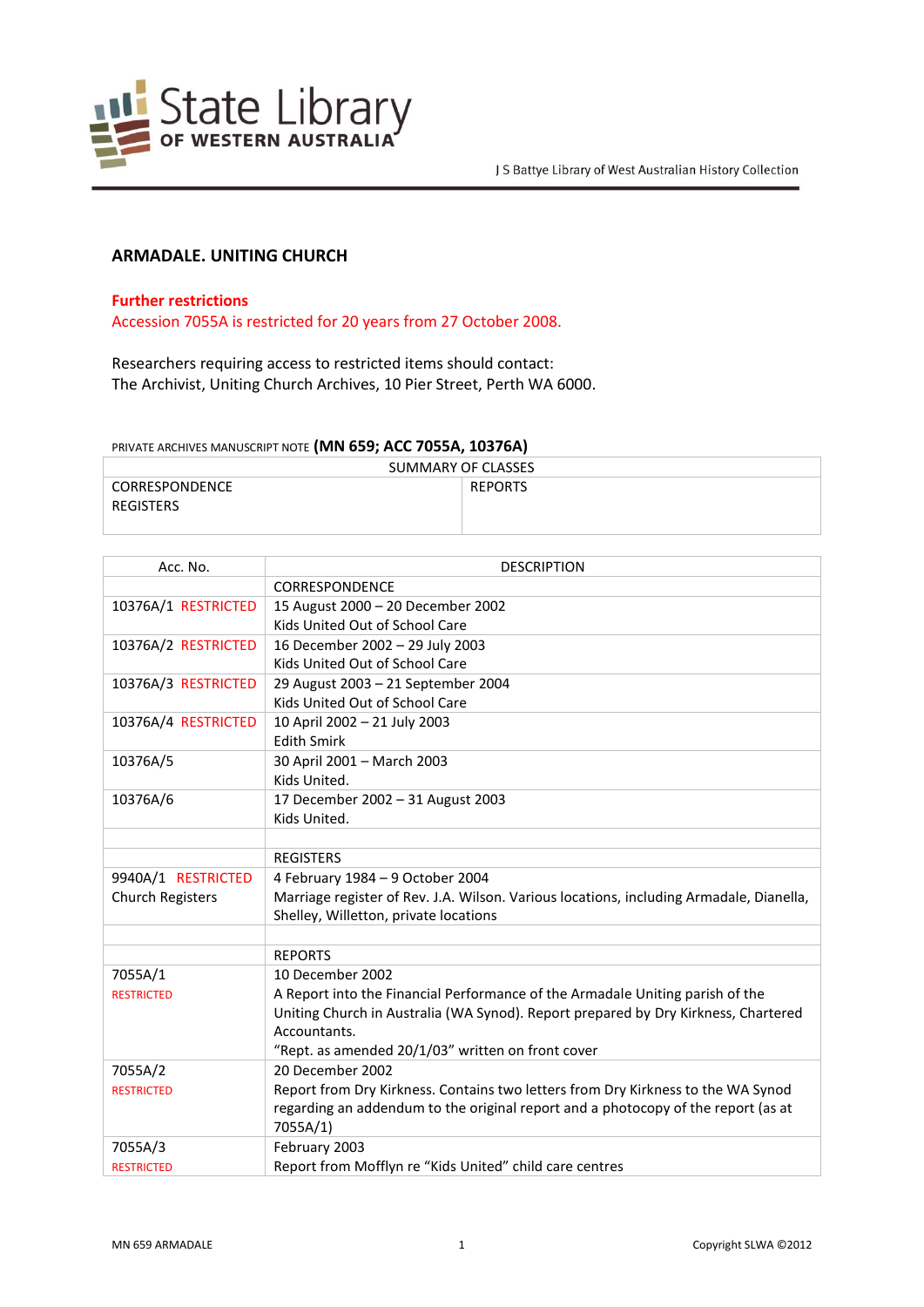J S Battye Library of West Australian History Collection

# ARMADALE. UNITING CHURCH

**Further restrictions**

Accession 7055A is restricted for 20 years from 27 October 2008.

Researchers requiring access to restricted items should contact:
The Archivist, Uniting Church Archives, 10 Pier Street, Perth WA 6000.

PRIVATE ARCHIVES MANUSCRIPT NOTE **(MN 659; ACC 7055A, 10376A)**

| SUMMARY OF CLASSES | |
|---|---|
| CORRESPONDENCE<br>REGISTERS | REPORTS |

| Acc. No. | DESCRIPTION |
|---|---|
| | CORRESPONDENCE |
| 10376A/1 RESTRICTED | 15 August 2000 – 20 December 2002<br>Kids United Out of School Care |
| 10376A/2 RESTRICTED | 16 December 2002 – 29 July 2003<br>Kids United Out of School Care |
| 10376A/3 RESTRICTED | 29 August 2003 – 21 September 2004<br>Kids United Out of School Care |
| 10376A/4 RESTRICTED | 10 April 2002 – 21 July 2003<br>Edith Smirk |
| 10376A/5 | 30 April 2001 – March 2003<br>Kids United. |
| 10376A/6 | 17 December 2002 – 31 August 2003<br>Kids United. |
| | |
| | REGISTERS |
| 9940A/1 RESTRICTED<br>Church Registers | 4 February 1984 – 9 October 2004<br>Marriage register of Rev. J.A. Wilson. Various locations, including Armadale, Dianella, Shelley, Willetton, private locations |
| | |
| | REPORTS |
| 7055A/1<br>RESTRICTED | 10 December 2002<br>A Report into the Financial Performance of the Armadale Uniting parish of the Uniting Church in Australia (WA Synod). Report prepared by Dry Kirkness, Chartered Accountants.<br>"Rept. as amended 20/1/03" written on front cover |
| 7055A/2<br>RESTRICTED | 20 December 2002<br>Report from Dry Kirkness. Contains two letters from Dry Kirkness to the WA Synod regarding an addendum to the original report and a photocopy of the report (as at 7055A/1) |
| 7055A/3<br>RESTRICTED | February 2003<br>Report from Mofflyn re "Kids United" child care centres |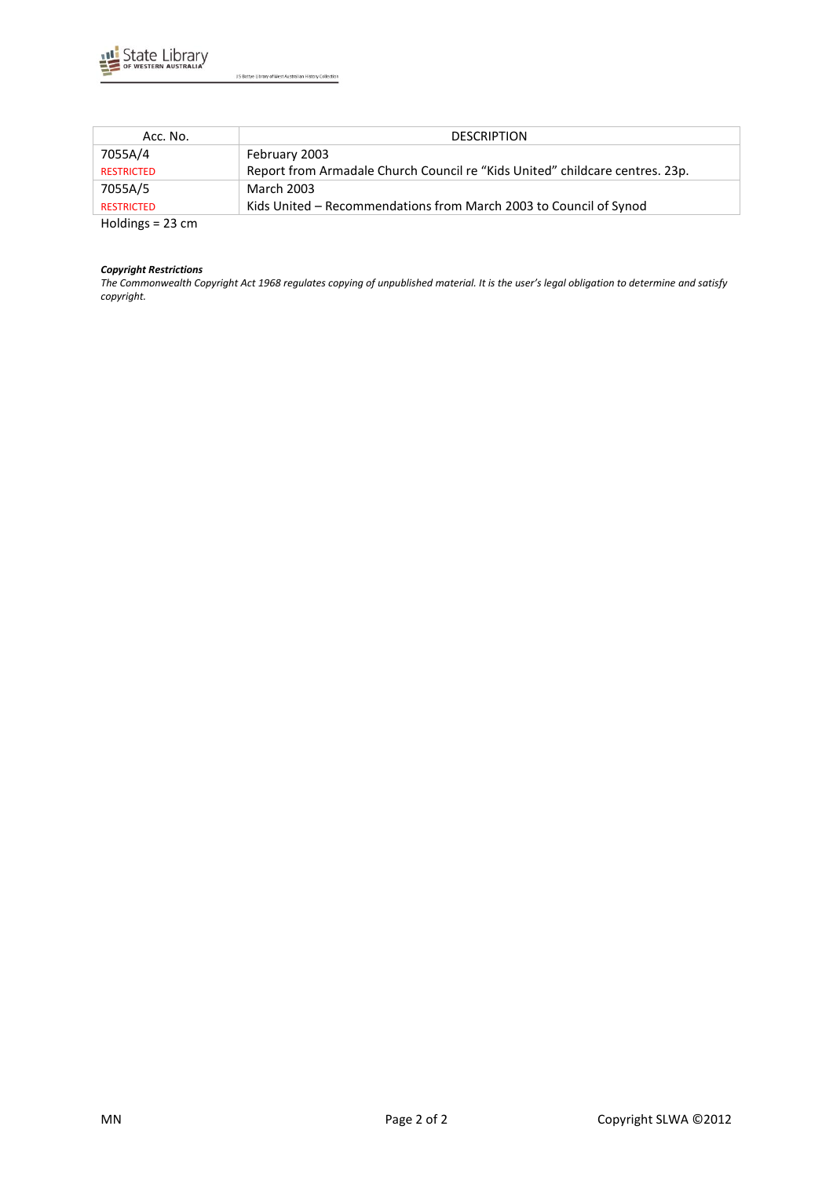| Acc. No. | DESCRIPTION |
|---|---|
| 7055A/4<br>RESTRICTED | February 2003<br>Report from Armadale Church Council re “Kids United” childcare centres. 23p. |
| 7055A/5<br>RESTRICTED | March 2003<br>Kids United – Recommendations from March 2003 to Council of Synod |

Holdings = 23 cm

***Copyright Restrictions***

*The Commonwealth Copyright Act 1968 regulates copying of unpublished material. It is the user’s legal obligation to determine and satisfy copyright.*